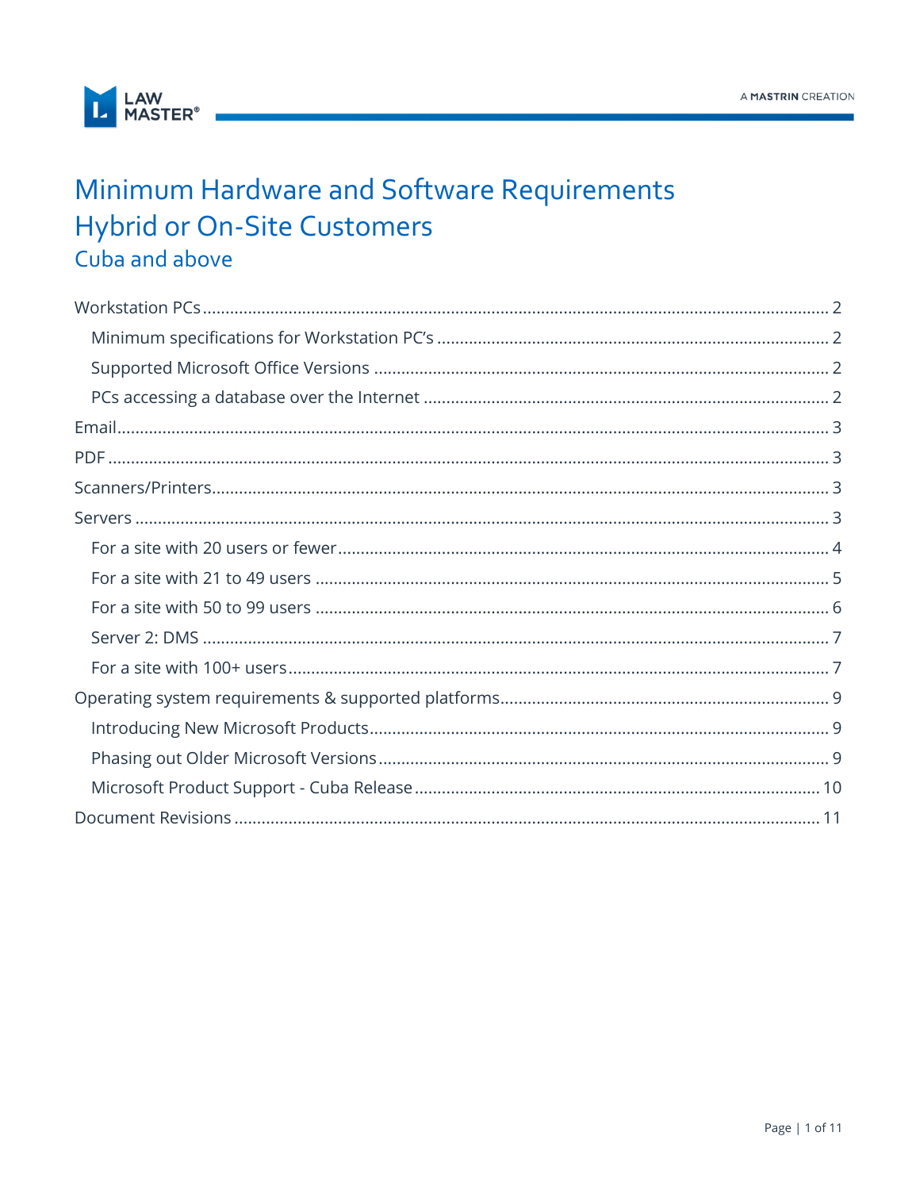# Minimum Hardware and Software Requirements
# Hybrid or On-Site Customers
## Cuba and above

- Workstation PCs ..... 2
  - Minimum specifications for Workstation PC's ..... 2
  - Supported Microsoft Office Versions ..... 2
  - PCs accessing a database over the Internet ..... 2
- Email ..... 3
- PDF ..... 3
- Scanners/Printers ..... 3
- Servers ..... 3
  - For a site with 20 users or fewer ..... 4
  - For a site with 21 to 49 users ..... 5
  - For a site with 50 to 99 users ..... 6
  - Server 2: DMS ..... 7
  - For a site with 100+ users ..... 7
- Operating system requirements & supported platforms ..... 9
  - Introducing New Microsoft Products ..... 9
  - Phasing out Older Microsoft Versions ..... 9
  - Microsoft Product Support - Cuba Release ..... 10
- Document Revisions ..... 11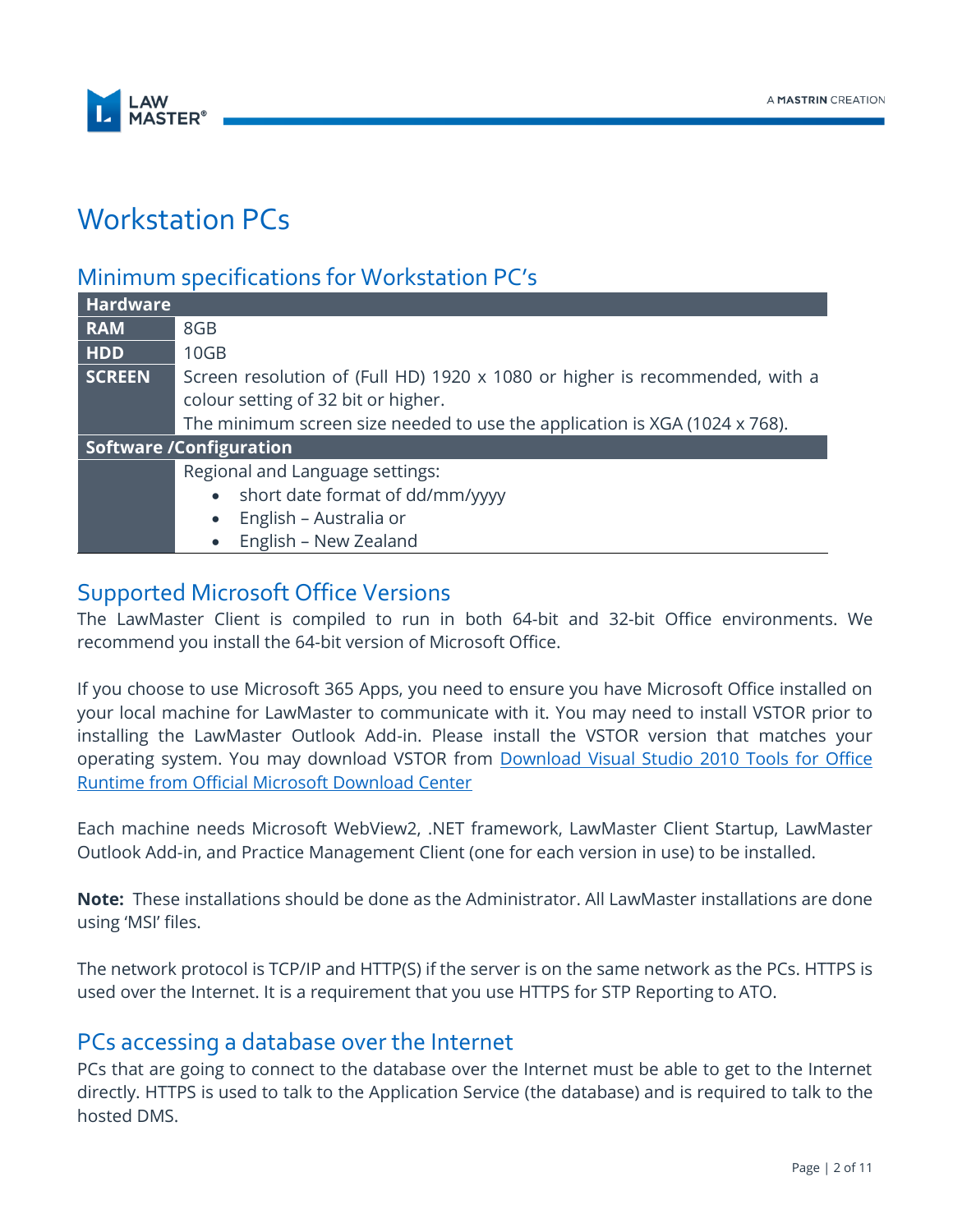# Workstation PCs

## Minimum specifications for Workstation PC's

| Hardware | |
|---|---|
| **RAM** | 8GB |
| **HDD** | 10GB |
| **SCREEN** | Screen resolution of (Full HD) 1920 x 1080 or higher is recommended, with a colour setting of 32 bit or higher.<br>The minimum screen size needed to use the application is XGA (1024 x 768). |
| **Software /Configuration** | |
| | Regional and Language settings:<br>• short date format of dd/mm/yyyy<br>• English – Australia or<br>• English – New Zealand |

## Supported Microsoft Office Versions

The LawMaster Client is compiled to run in both 64-bit and 32-bit Office environments. We recommend you install the 64-bit version of Microsoft Office.

If you choose to use Microsoft 365 Apps, you need to ensure you have Microsoft Office installed on your local machine for LawMaster to communicate with it. You may need to install VSTOR prior to installing the LawMaster Outlook Add-in. Please install the VSTOR version that matches your operating system. You may download VSTOR from [Download Visual Studio 2010 Tools for Office Runtime from Official Microsoft Download Center]

Each machine needs Microsoft WebView2, .NET framework, LawMaster Client Startup, LawMaster Outlook Add-in, and Practice Management Client (one for each version in use) to be installed.

**Note:** These installations should be done as the Administrator. All LawMaster installations are done using 'MSI' files.

The network protocol is TCP/IP and HTTP(S) if the server is on the same network as the PCs. HTTPS is used over the Internet. It is a requirement that you use HTTPS for STP Reporting to ATO.

## PCs accessing a database over the Internet

PCs that are going to connect to the database over the Internet must be able to get to the Internet directly. HTTPS is used to talk to the Application Service (the database) and is required to talk to the hosted DMS.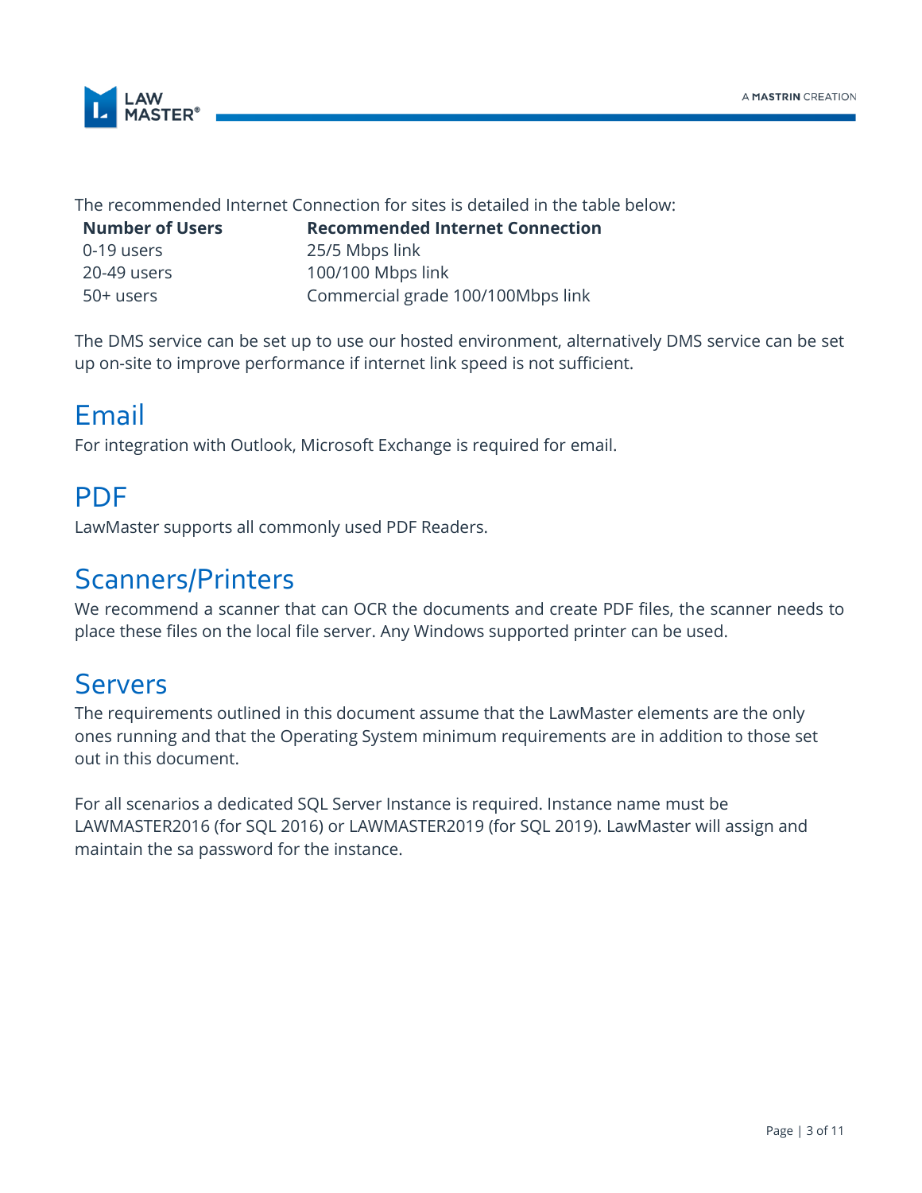The recommended Internet Connection for sites is detailed in the table below:

| Number of Users | Recommended Internet Connection |
| --- | --- |
| 0-19 users | 25/5 Mbps link |
| 20-49 users | 100/100 Mbps link |
| 50+ users | Commercial grade 100/100Mbps link |

The DMS service can be set up to use our hosted environment, alternatively DMS service can be set up on-site to improve performance if internet link speed is not sufficient.

# Email

For integration with Outlook, Microsoft Exchange is required for email.

# PDF

LawMaster supports all commonly used PDF Readers.

# Scanners/Printers

We recommend a scanner that can OCR the documents and create PDF files, the scanner needs to place these files on the local file server. Any Windows supported printer can be used.

# Servers

The requirements outlined in this document assume that the LawMaster elements are the only ones running and that the Operating System minimum requirements are in addition to those set out in this document.

For all scenarios a dedicated SQL Server Instance is required. Instance name must be LAWMASTER2016 (for SQL 2016) or LAWMASTER2019 (for SQL 2019). LawMaster will assign and maintain the sa password for the instance.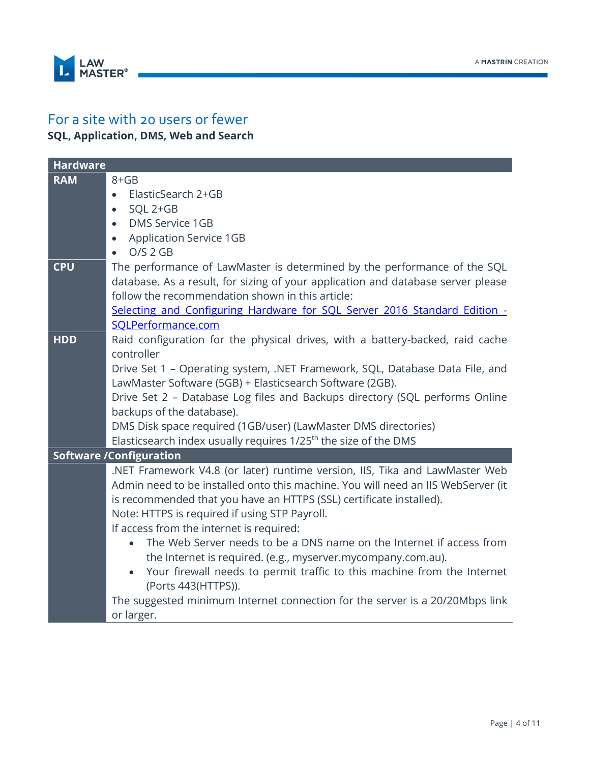## For a site with 20 users or fewer

**SQL, Application, DMS, Web and Search**

| Hardware | |
|---|---|
| **RAM** | 8+GB<br>• ElasticSearch 2+GB<br>• SQL 2+GB<br>• DMS Service 1GB<br>• Application Service 1GB<br>• O/S 2 GB |
| **CPU** | The performance of LawMaster is determined by the performance of the SQL database. As a result, for sizing of your application and database server please follow the recommendation shown in this article:<br>[Selecting and Configuring Hardware for SQL Server 2016 Standard Edition - SQLPerformance.com]() |
| **HDD** | Raid configuration for the physical drives, with a battery-backed, raid cache controller<br>Drive Set 1 – Operating system, .NET Framework, SQL, Database Data File, and LawMaster Software (5GB) + Elasticsearch Software (2GB).<br>Drive Set 2 – Database Log files and Backups directory (SQL performs Online backups of the database).<br>DMS Disk space required (1GB/user) (LawMaster DMS directories)<br>Elasticsearch index usually requires 1/25th the size of the DMS |
| **Software /Configuration** | |
| | .NET Framework V4.8 (or later) runtime version, IIS, Tika and LawMaster Web Admin need to be installed onto this machine. You will need an IIS WebServer (it is recommended that you have an HTTPS (SSL) certificate installed).<br>Note: HTTPS is required if using STP Payroll.<br>If access from the internet is required:<br>• The Web Server needs to be a DNS name on the Internet if access from the Internet is required. (e.g., myserver.mycompany.com.au).<br>• Your firewall needs to permit traffic to this machine from the Internet (Ports 443(HTTPS)).<br>The suggested minimum Internet connection for the server is a 20/20Mbps link or larger. |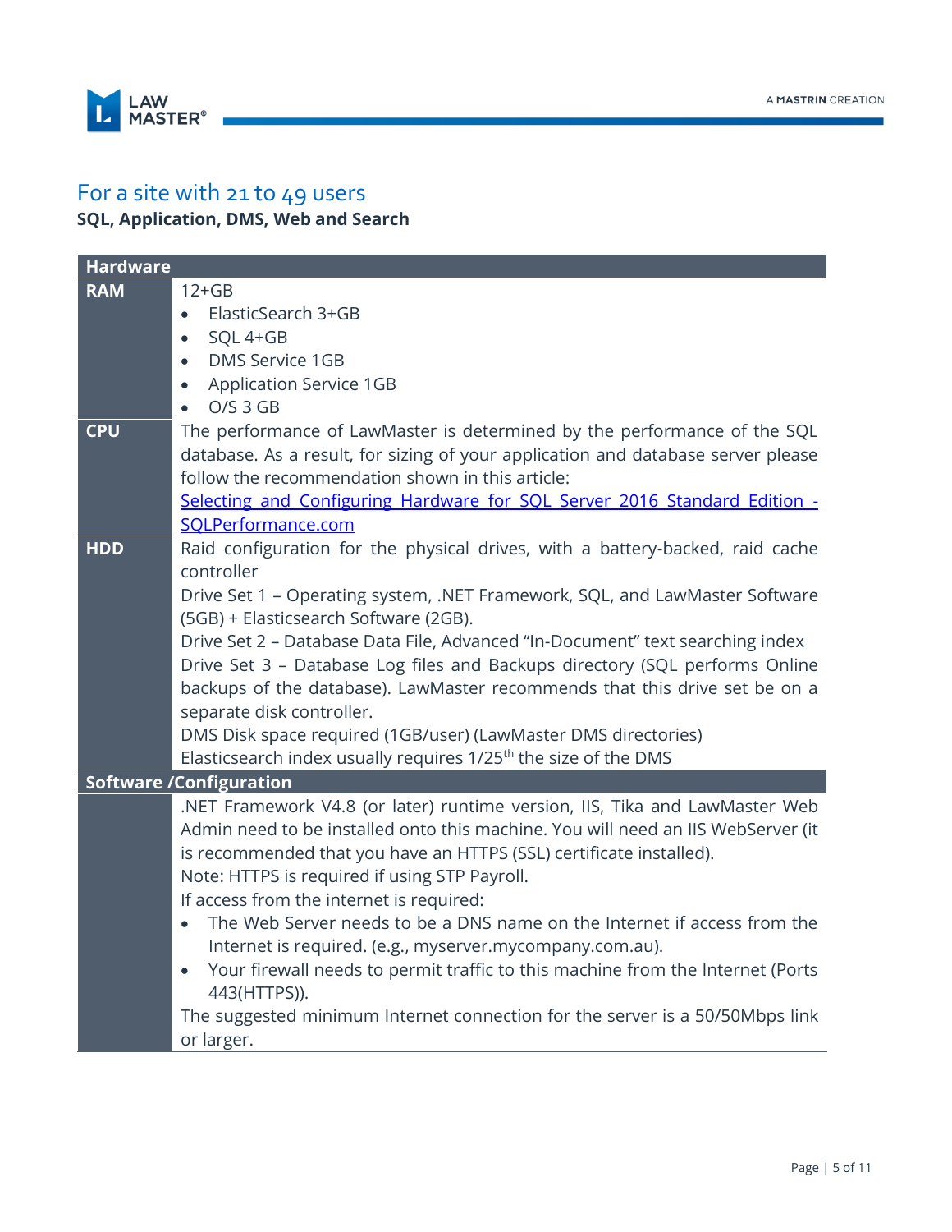## For a site with 21 to 49 users

**SQL, Application, DMS, Web and Search**

| **Hardware** | |
|---|---|
| **RAM** | 12+GB<br>• ElasticSearch 3+GB<br>• SQL 4+GB<br>• DMS Service 1GB<br>• Application Service 1GB<br>• O/S 3 GB |
| **CPU** | The performance of LawMaster is determined by the performance of the SQL database. As a result, for sizing of your application and database server please follow the recommendation shown in this article:<br>[Selecting and Configuring Hardware for SQL Server 2016 Standard Edition - SQLPerformance.com]() |
| **HDD** | Raid configuration for the physical drives, with a battery-backed, raid cache controller<br>Drive Set 1 – Operating system, .NET Framework, SQL, and LawMaster Software (5GB) + Elasticsearch Software (2GB).<br>Drive Set 2 – Database Data File, Advanced "In-Document" text searching index<br>Drive Set 3 – Database Log files and Backups directory (SQL performs Online backups of the database). LawMaster recommends that this drive set be on a separate disk controller.<br>DMS Disk space required (1GB/user) (LawMaster DMS directories)<br>Elasticsearch index usually requires 1/25th the size of the DMS |
| **Software /Configuration** | |
| | .NET Framework V4.8 (or later) runtime version, IIS, Tika and LawMaster Web Admin need to be installed onto this machine. You will need an IIS WebServer (it is recommended that you have an HTTPS (SSL) certificate installed).<br>Note: HTTPS is required if using STP Payroll.<br>If access from the internet is required:<br>• The Web Server needs to be a DNS name on the Internet if access from the Internet is required. (e.g., myserver.mycompany.com.au).<br>• Your firewall needs to permit traffic to this machine from the Internet (Ports 443(HTTPS)).<br>The suggested minimum Internet connection for the server is a 50/50Mbps link or larger. |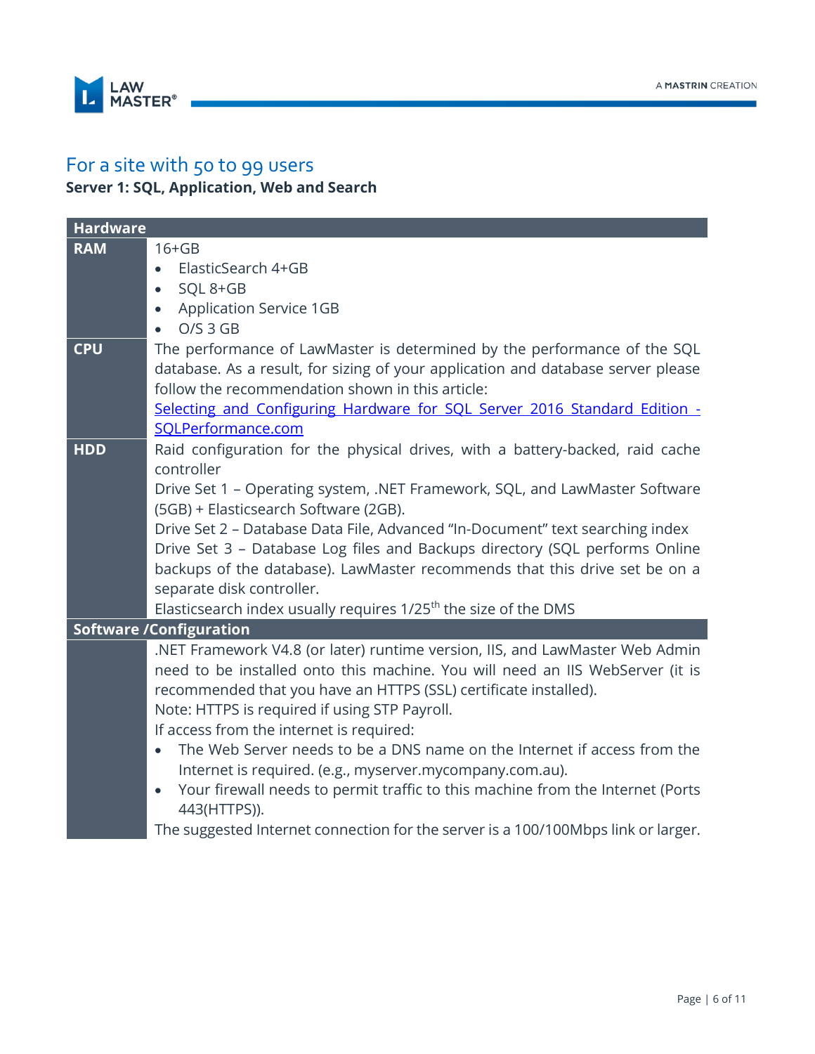## For a site with 50 to 99 users

**Server 1: SQL, Application, Web and Search**

| Hardware | |
|---|---|
| **RAM** | 16+GB<br>• ElasticSearch 4+GB<br>• SQL 8+GB<br>• Application Service 1GB<br>• O/S 3 GB |
| **CPU** | The performance of LawMaster is determined by the performance of the SQL database. As a result, for sizing of your application and database server please follow the recommendation shown in this article:<br>[Selecting and Configuring Hardware for SQL Server 2016 Standard Edition - SQLPerformance.com]() |
| **HDD** | Raid configuration for the physical drives, with a battery-backed, raid cache controller<br>Drive Set 1 – Operating system, .NET Framework, SQL, and LawMaster Software (5GB) + Elasticsearch Software (2GB).<br>Drive Set 2 – Database Data File, Advanced "In-Document" text searching index<br>Drive Set 3 – Database Log files and Backups directory (SQL performs Online backups of the database). LawMaster recommends that this drive set be on a separate disk controller.<br>Elasticsearch index usually requires 1/25th the size of the DMS |
| **Software /Configuration** | |
| | .NET Framework V4.8 (or later) runtime version, IIS, and LawMaster Web Admin need to be installed onto this machine. You will need an IIS WebServer (it is recommended that you have an HTTPS (SSL) certificate installed).<br>Note: HTTPS is required if using STP Payroll.<br>If access from the internet is required:<br>• The Web Server needs to be a DNS name on the Internet if access from the Internet is required. (e.g., myserver.mycompany.com.au).<br>• Your firewall needs to permit traffic to this machine from the Internet (Ports 443(HTTPS)).<br>The suggested Internet connection for the server is a 100/100Mbps link or larger. |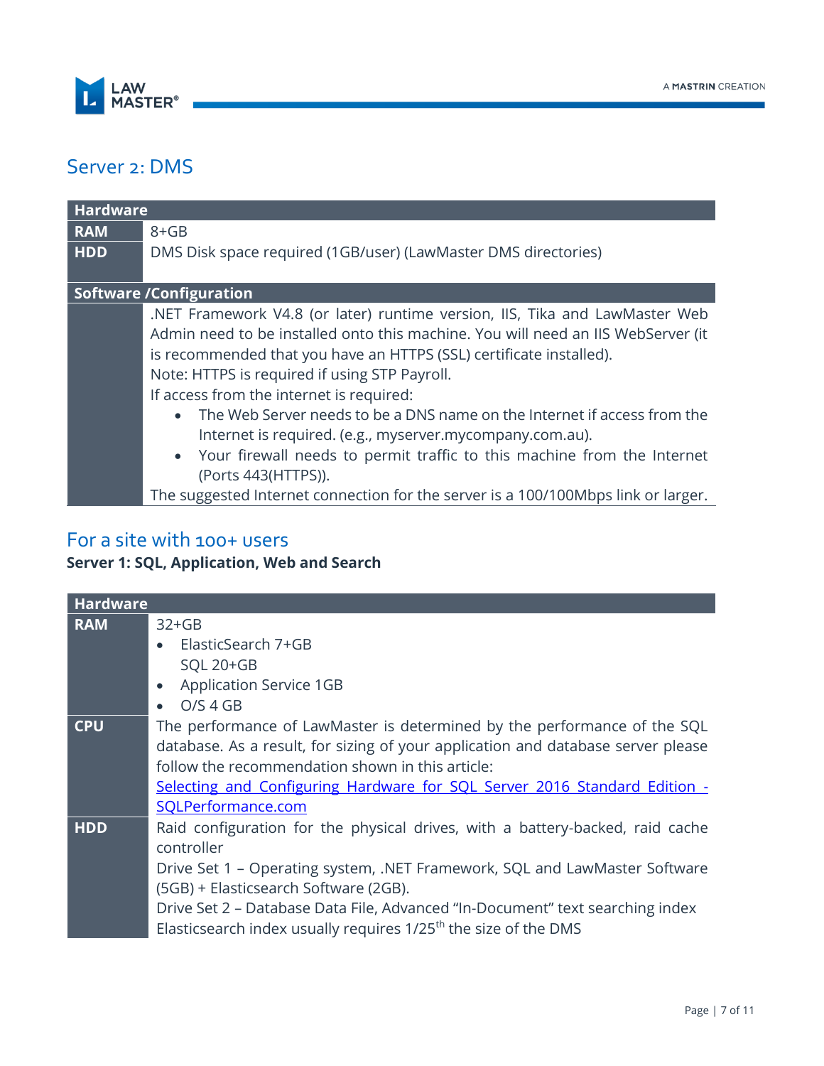## Server 2: DMS

| Hardware | |
|---|---|
| **RAM** | 8+GB |
| **HDD** | DMS Disk space required (1GB/user) (LawMaster DMS directories) |
| **Software /Configuration** | |
| | .NET Framework V4.8 (or later) runtime version, IIS, Tika and LawMaster Web Admin need to be installed onto this machine. You will need an IIS WebServer (it is recommended that you have an HTTPS (SSL) certificate installed).<br>Note: HTTPS is required if using STP Payroll.<br>If access from the internet is required:<br>• The Web Server needs to be a DNS name on the Internet if access from the Internet is required. (e.g., myserver.mycompany.com.au).<br>• Your firewall needs to permit traffic to this machine from the Internet (Ports 443(HTTPS)).<br>The suggested Internet connection for the server is a 100/100Mbps link or larger. |

## For a site with 100+ users

**Server 1: SQL, Application, Web and Search**

| Hardware | |
|---|---|
| **RAM** | 32+GB<br>• ElasticSearch 7+GB<br>SQL 20+GB<br>• Application Service 1GB<br>• O/S 4 GB |
| **CPU** | The performance of LawMaster is determined by the performance of the SQL database. As a result, for sizing of your application and database server please follow the recommendation shown in this article:<br>[Selecting and Configuring Hardware for SQL Server 2016 Standard Edition - SQLPerformance.com]() |
| **HDD** | Raid configuration for the physical drives, with a battery-backed, raid cache controller<br>Drive Set 1 – Operating system, .NET Framework, SQL and LawMaster Software (5GB) + Elasticsearch Software (2GB).<br>Drive Set 2 – Database Data File, Advanced "In-Document" text searching index<br>Elasticsearch index usually requires 1/25th the size of the DMS |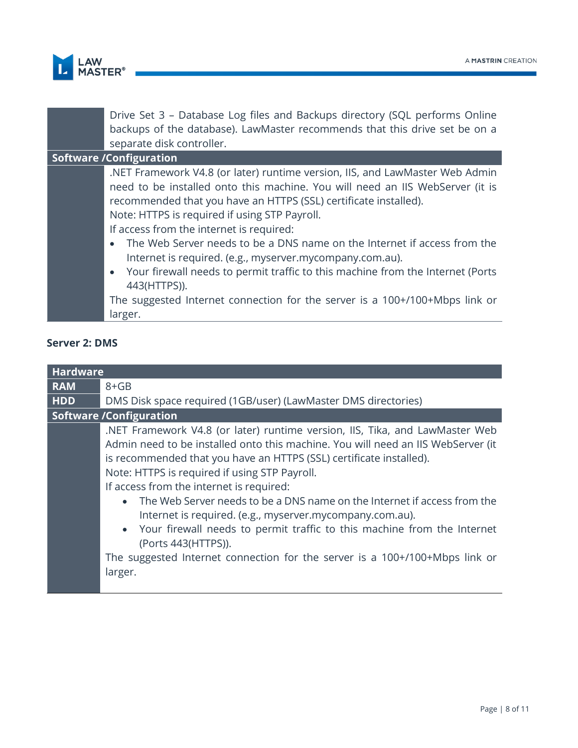| | |
|---|---|
| | Drive Set 3 – Database Log files and Backups directory (SQL performs Online backups of the database). LawMaster recommends that this drive set be on a separate disk controller. |
| **Software /Configuration** | |
| | .NET Framework V4.8 (or later) runtime version, IIS, and LawMaster Web Admin need to be installed onto this machine. You will need an IIS WebServer (it is recommended that you have an HTTPS (SSL) certificate installed).<br>Note: HTTPS is required if using STP Payroll.<br>If access from the internet is required:<br>• The Web Server needs to be a DNS name on the Internet if access from the Internet is required. (e.g., myserver.mycompany.com.au).<br>• Your firewall needs to permit traffic to this machine from the Internet (Ports 443(HTTPS)).<br>The suggested Internet connection for the server is a 100+/100+Mbps link or larger. |

### Server 2: DMS

| **Hardware** | |
|---|---|
| **RAM** | 8+GB |
| **HDD** | DMS Disk space required (1GB/user) (LawMaster DMS directories) |
| **Software /Configuration** | |
| | .NET Framework V4.8 (or later) runtime version, IIS, Tika, and LawMaster Web Admin need to be installed onto this machine. You will need an IIS WebServer (it is recommended that you have an HTTPS (SSL) certificate installed).<br>Note: HTTPS is required if using STP Payroll.<br>If access from the internet is required:<br>• The Web Server needs to be a DNS name on the Internet if access from the Internet is required. (e.g., myserver.mycompany.com.au).<br>• Your firewall needs to permit traffic to this machine from the Internet (Ports 443(HTTPS)).<br>The suggested Internet connection for the server is a 100+/100+Mbps link or larger. |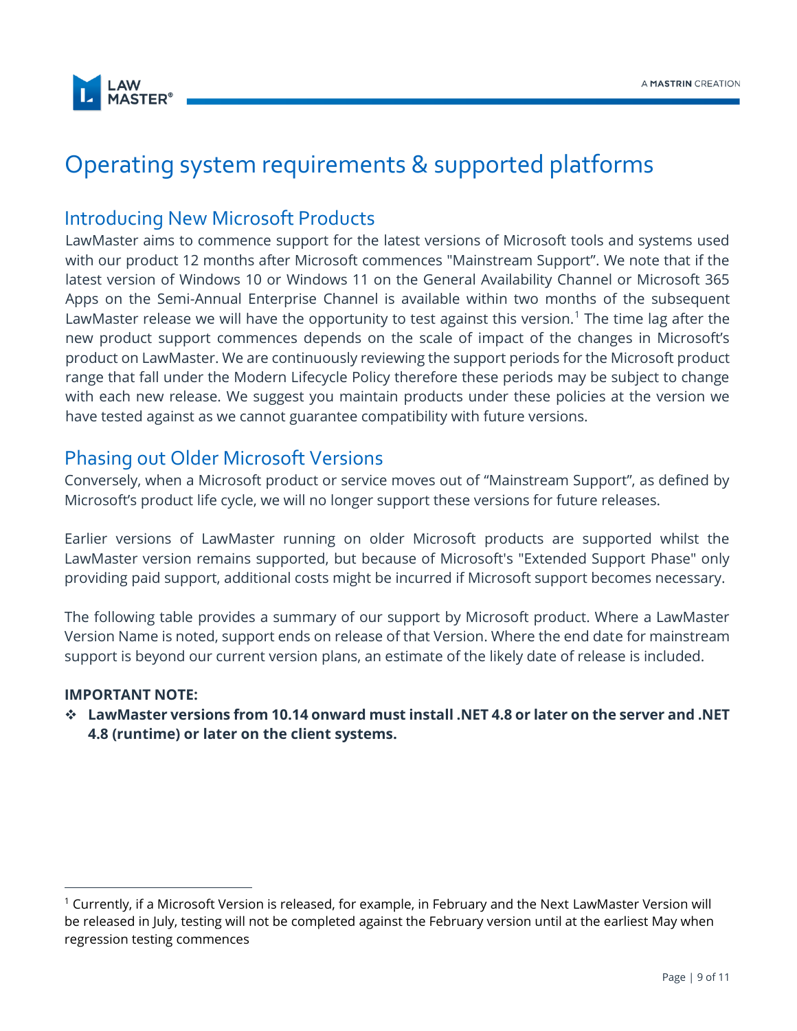# Operating system requirements & supported platforms

## Introducing New Microsoft Products

LawMaster aims to commence support for the latest versions of Microsoft tools and systems used with our product 12 months after Microsoft commences "Mainstream Support". We note that if the latest version of Windows 10 or Windows 11 on the General Availability Channel or Microsoft 365 Apps on the Semi-Annual Enterprise Channel is available within two months of the subsequent LawMaster release we will have the opportunity to test against this version.[1] The time lag after the new product support commences depends on the scale of impact of the changes in Microsoft's product on LawMaster. We are continuously reviewing the support periods for the Microsoft product range that fall under the Modern Lifecycle Policy therefore these periods may be subject to change with each new release. We suggest you maintain products under these policies at the version we have tested against as we cannot guarantee compatibility with future versions.

## Phasing out Older Microsoft Versions

Conversely, when a Microsoft product or service moves out of "Mainstream Support", as defined by Microsoft's product life cycle, we will no longer support these versions for future releases.

Earlier versions of LawMaster running on older Microsoft products are supported whilst the LawMaster version remains supported, but because of Microsoft's "Extended Support Phase" only providing paid support, additional costs might be incurred if Microsoft support becomes necessary.

The following table provides a summary of our support by Microsoft product. Where a LawMaster Version Name is noted, support ends on release of that Version. Where the end date for mainstream support is beyond our current version plans, an estimate of the likely date of release is included.

**IMPORTANT NOTE:**

- **LawMaster versions from 10.14 onward must install .NET 4.8 or later on the server and .NET 4.8 (runtime) or later on the client systems.**

---

[1] Currently, if a Microsoft Version is released, for example, in February and the Next LawMaster Version will be released in July, testing will not be completed against the February version until at the earliest May when regression testing commences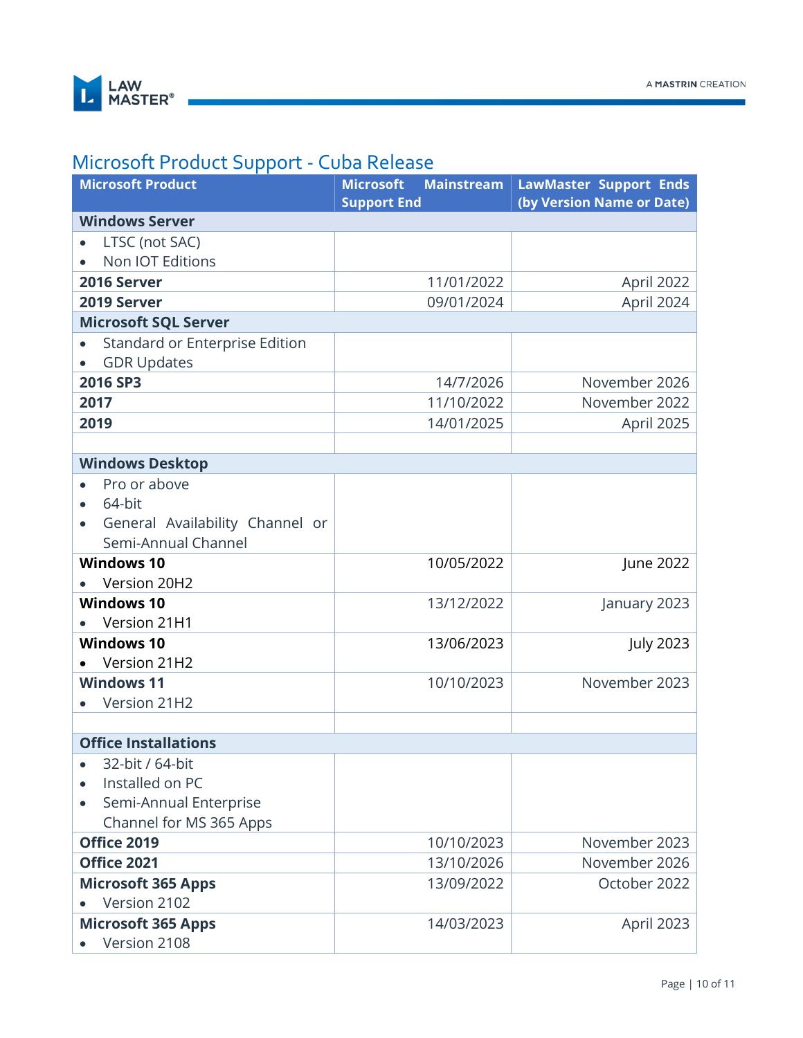## Microsoft Product Support - Cuba Release

| Microsoft Product | Microsoft Mainstream Support End | LawMaster Support Ends (by Version Name or Date) |
|---|---|---|
| **Windows Server** | | |
| • LTSC (not SAC)<br>• Non IOT Editions | | |
| **2016 Server** | 11/01/2022 | April 2022 |
| **2019 Server** | 09/01/2024 | April 2024 |
| **Microsoft SQL Server** | | |
| • Standard or Enterprise Edition<br>• GDR Updates | | |
| **2016 SP3** | 14/7/2026 | November 2026 |
| **2017** | 11/10/2022 | November 2022 |
| **2019** | 14/01/2025 | April 2025 |
| | | |
| **Windows Desktop** | | |
| • Pro or above<br>• 64-bit<br>• General Availability Channel or Semi-Annual Channel | | |
| **Windows 10**<br>• Version 20H2 | 10/05/2022 | June 2022 |
| **Windows 10**<br>• Version 21H1 | 13/12/2022 | January 2023 |
| **Windows 10**<br>• Version 21H2 | 13/06/2023 | July 2023 |
| **Windows 11**<br>• Version 21H2 | 10/10/2023 | November 2023 |
| | | |
| **Office Installations** | | |
| • 32-bit / 64-bit<br>• Installed on PC<br>• Semi-Annual Enterprise Channel for MS 365 Apps | | |
| **Office 2019** | 10/10/2023 | November 2023 |
| **Office 2021** | 13/10/2026 | November 2026 |
| **Microsoft 365 Apps**<br>• Version 2102 | 13/09/2022 | October 2022 |
| **Microsoft 365 Apps**<br>• Version 2108 | 14/03/2023 | April 2023 |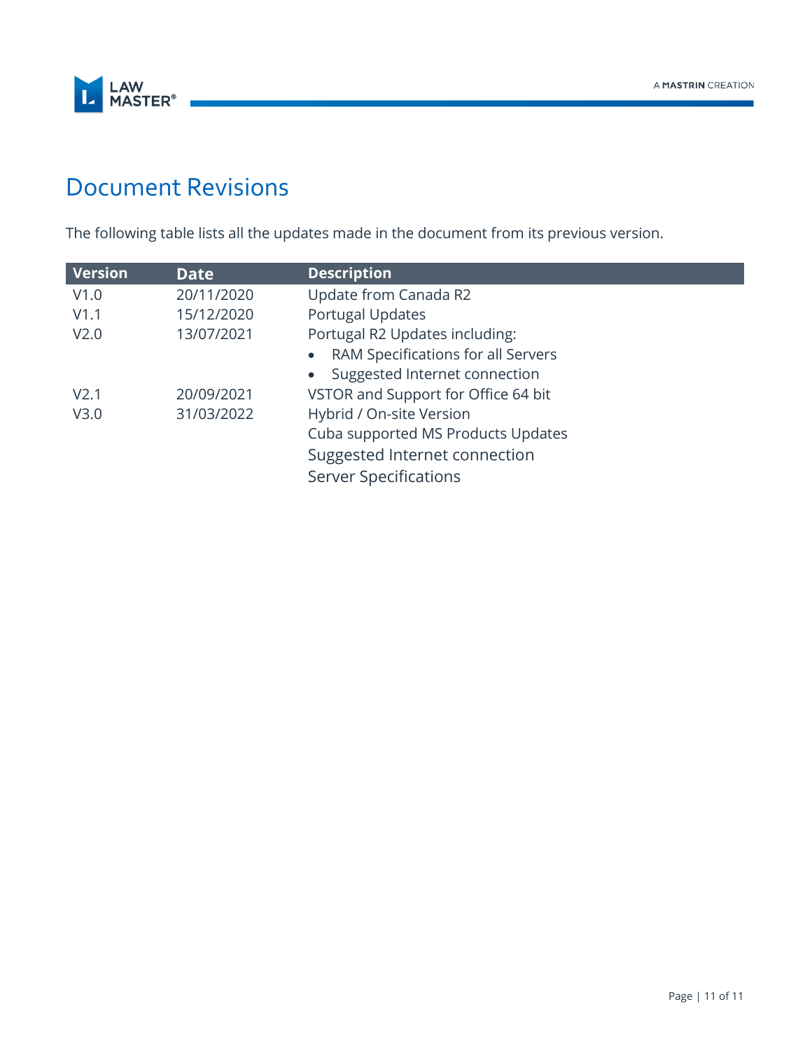# Document Revisions

The following table lists all the updates made in the document from its previous version.

| Version | Date | Description |
| --- | --- | --- |
| V1.0 | 20/11/2020 | Update from Canada R2 |
| V1.1 | 15/12/2020 | Portugal Updates |
| V2.0 | 13/07/2021 | Portugal R2 Updates including:<br>• RAM Specifications for all Servers<br>• Suggested Internet connection |
| V2.1 | 20/09/2021 | VSTOR and Support for Office 64 bit |
| V3.0 | 31/03/2022 | Hybrid / On-site Version<br>Cuba supported MS Products Updates<br>Suggested Internet connection<br>Server Specifications |